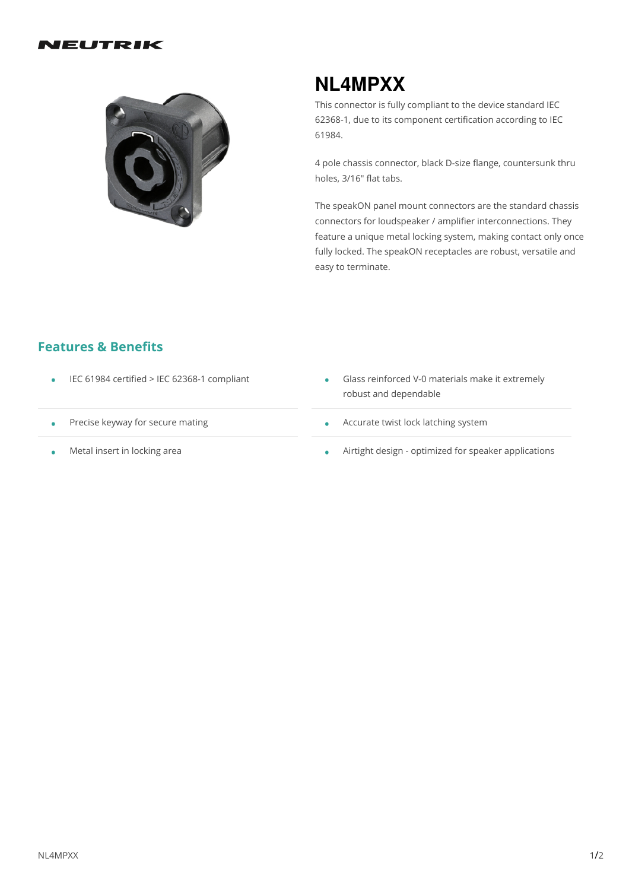# NL4MPXX

This connector is fully compliant to the device standard IEC 62368-1, due to its component certification according to IEC 61984.

4 pole chassis connector, black D-size flange, countersunk thru holes, 3/16" flat tabs.

The speakON panel mount connectors are the standard chassis connectors for loudspeaker / amplifier interconnections. They feature a unique metal locking system, making contact only once fully locked. The speakON receptacles are robust, versatile and easy to terminate.

## Features & Benefits

- IEC 61984 certified > IEC 62368-1 compliant
- Glass reinforced V-0 materials make it extremely robust and dependable
- Precise keyway for secure mating
- Accurate twist lock latching system
- Metal insert in locking area
- Airtight design - optimized for speaker applications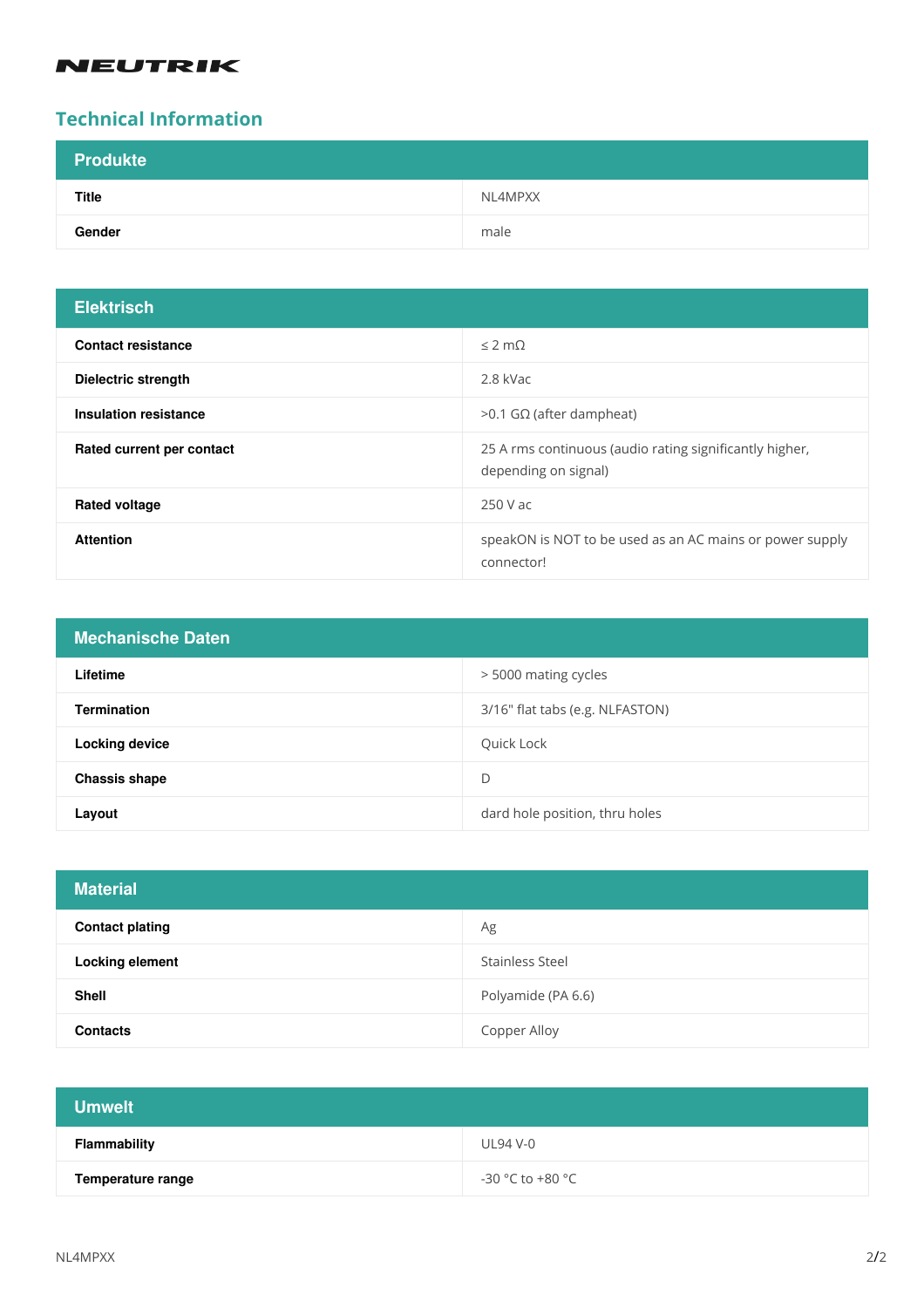NEUTRIK

## Technical Information

| Produkte | |
|---|---|
| **Title** | NL4MPXX |
| **Gender** | male |

| Elektrisch | |
|---|---|
| **Contact resistance** | ≤ 2 mΩ |
| **Dielectric strength** | 2.8 kVac |
| **Insulation resistance** | >0.1 GΩ (after dampheat) |
| **Rated current per contact** | 25 A rms continuous (audio rating significantly higher, depending on signal) |
| **Rated voltage** | 250 V ac |
| **Attention** | speakON is NOT to be used as an AC mains or power supply connector! |

| Mechanische Daten | |
|---|---|
| **Lifetime** | > 5000 mating cycles |
| **Termination** | 3/16" flat tabs (e.g. NLFASTON) |
| **Locking device** | Quick Lock |
| **Chassis shape** | D |
| **Layout** | dard hole position, thru holes |

| Material | |
|---|---|
| **Contact plating** | Ag |
| **Locking element** | Stainless Steel |
| **Shell** | Polyamide (PA 6.6) |
| **Contacts** | Copper Alloy |

| Umwelt | |
|---|---|
| **Flammability** | UL94 V-0 |
| **Temperature range** | -30 °C to +80 °C |